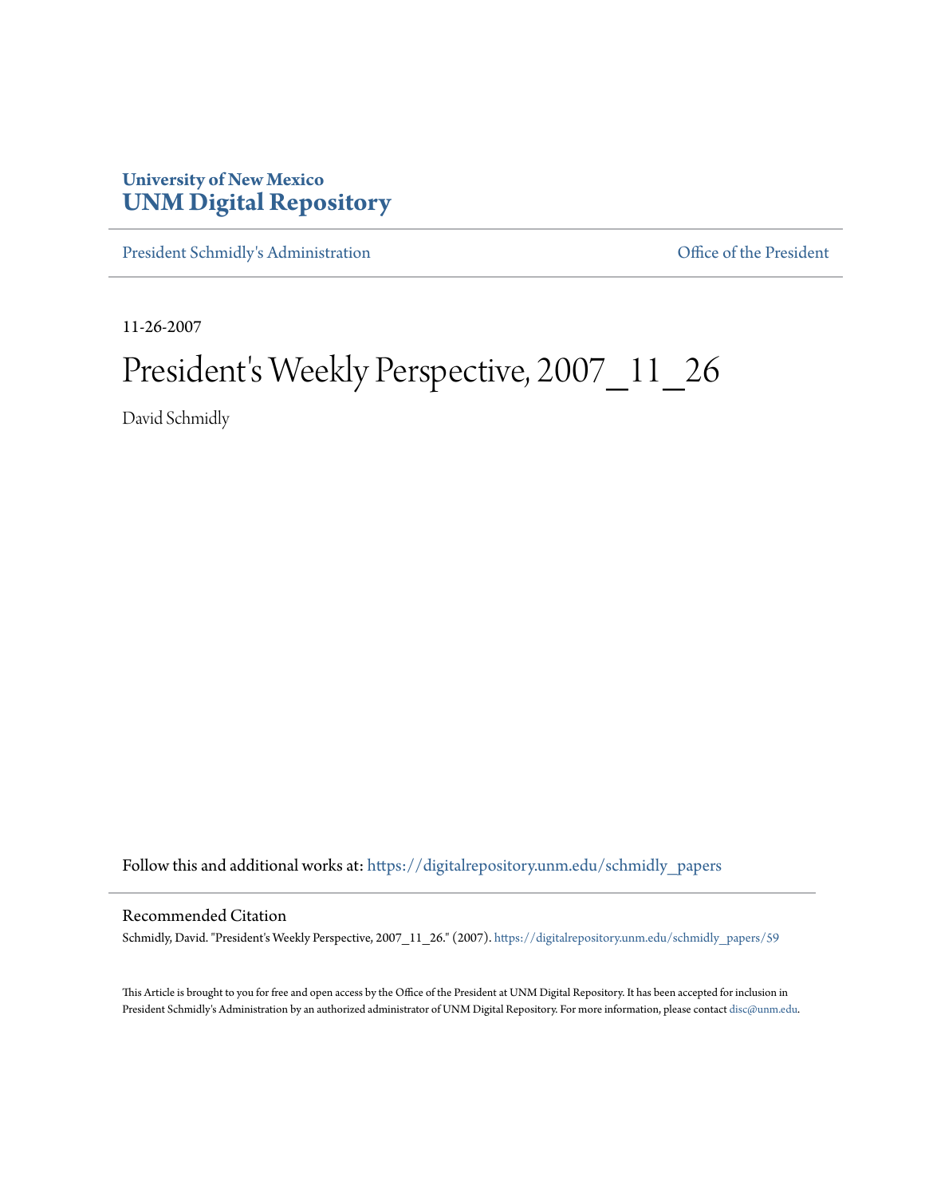University of New Mexico
**UNM Digital Repository**

President Schmidly's Administration | Office of the President

11-26-2007

# President's Weekly Perspective, 2007_11_26

David Schmidly

Follow this and additional works at: https://digitalrepository.unm.edu/schmidly_papers

## Recommended Citation

Schmidly, David. "President's Weekly Perspective, 2007_11_26." (2007). https://digitalrepository.unm.edu/schmidly_papers/59

This Article is brought to you for free and open access by the Office of the President at UNM Digital Repository. It has been accepted for inclusion in President Schmidly's Administration by an authorized administrator of UNM Digital Repository. For more information, please contact disc@unm.edu.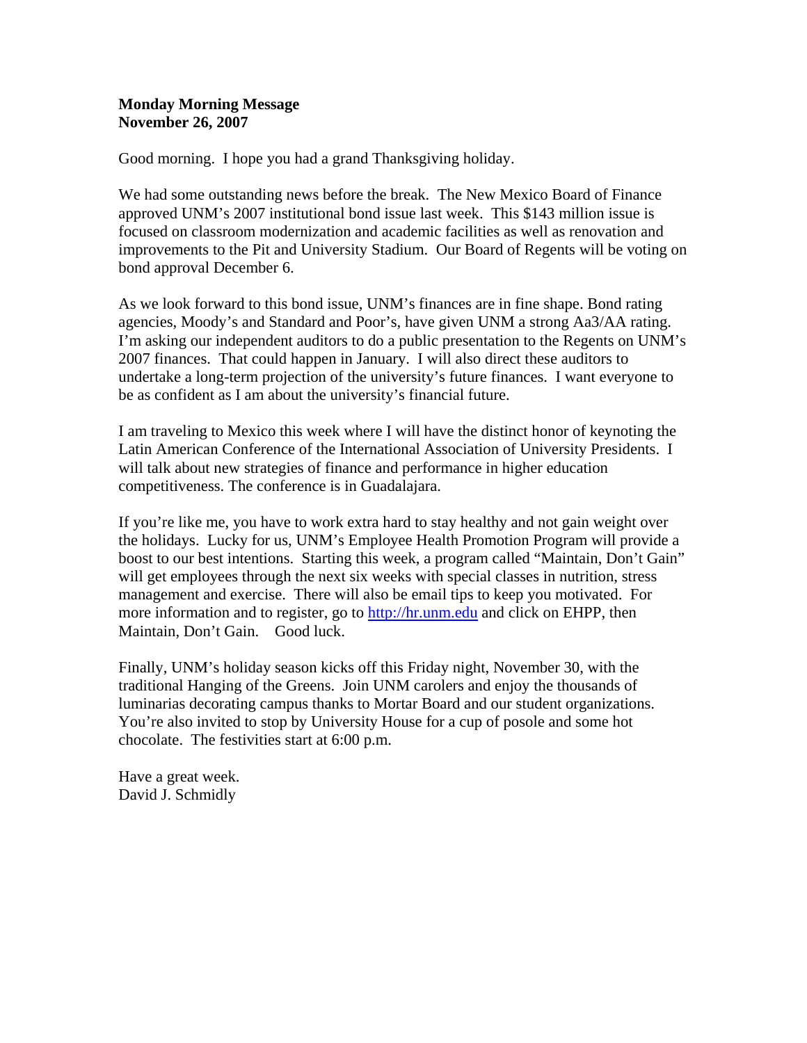**Monday Morning Message**
**November 26, 2007**

Good morning. I hope you had a grand Thanksgiving holiday.

We had some outstanding news before the break. The New Mexico Board of Finance approved UNM's 2007 institutional bond issue last week. This $143 million issue is focused on classroom modernization and academic facilities as well as renovation and improvements to the Pit and University Stadium. Our Board of Regents will be voting on bond approval December 6.

As we look forward to this bond issue, UNM's finances are in fine shape. Bond rating agencies, Moody's and Standard and Poor's, have given UNM a strong Aa3/AA rating. I'm asking our independent auditors to do a public presentation to the Regents on UNM's 2007 finances. That could happen in January. I will also direct these auditors to undertake a long-term projection of the university's future finances. I want everyone to be as confident as I am about the university's financial future.

I am traveling to Mexico this week where I will have the distinct honor of keynoting the Latin American Conference of the International Association of University Presidents. I will talk about new strategies of finance and performance in higher education competitiveness. The conference is in Guadalajara.

If you're like me, you have to work extra hard to stay healthy and not gain weight over the holidays. Lucky for us, UNM's Employee Health Promotion Program will provide a boost to our best intentions. Starting this week, a program called "Maintain, Don't Gain" will get employees through the next six weeks with special classes in nutrition, stress management and exercise. There will also be email tips to keep you motivated. For more information and to register, go to http://hr.unm.edu and click on EHPP, then Maintain, Don't Gain. Good luck.

Finally, UNM's holiday season kicks off this Friday night, November 30, with the traditional Hanging of the Greens. Join UNM carolers and enjoy the thousands of luminarias decorating campus thanks to Mortar Board and our student organizations. You're also invited to stop by University House for a cup of posole and some hot chocolate. The festivities start at 6:00 p.m.

Have a great week.
David J. Schmidly